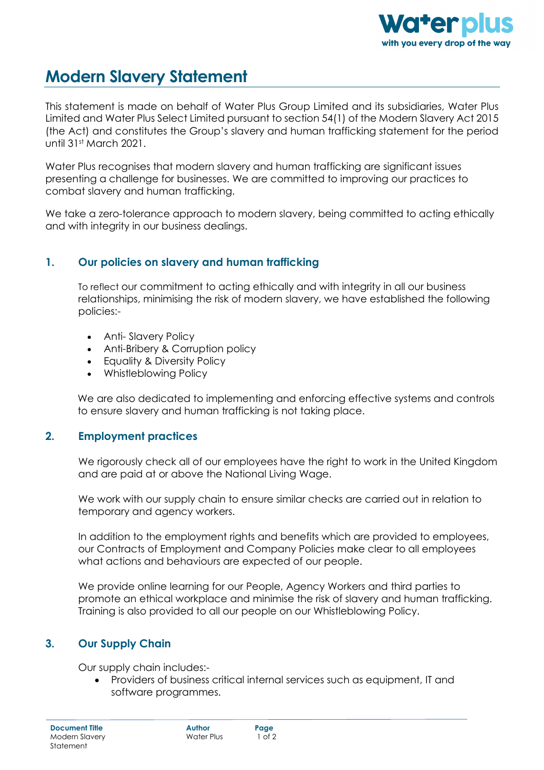# Modern Slavery Statement

This statement is made on behalf of Water Plus Group Limited and its subsidiaries, Water Plus Limited and Water Plus Select Limited pursuant to section 54(1) of the Modern Slavery Act 2015 (the Act) and constitutes the Group's slavery and human trafficking statement for the period until 31st March 2021.

Water Plus recognises that modern slavery and human trafficking are significant issues presenting a challenge for businesses. We are committed to improving our practices to combat slavery and human trafficking.

We take a zero-tolerance approach to modern slavery, being committed to acting ethically and with integrity in our business dealings.

## 1. Our policies on slavery and human trafficking

To reflect our commitment to acting ethically and with integrity in all our business relationships, minimising the risk of modern slavery, we have established the following policies:-

- Anti- Slavery Policy
- Anti-Bribery & Corruption policy
- Equality & Diversity Policy
- Whistleblowing Policy

We are also dedicated to implementing and enforcing effective systems and controls to ensure slavery and human trafficking is not taking place.

## 2. Employment practices

We rigorously check all of our employees have the right to work in the United Kingdom and are paid at or above the National Living Wage.

We work with our supply chain to ensure similar checks are carried out in relation to temporary and agency workers.

In addition to the employment rights and benefits which are provided to employees, our Contracts of Employment and Company Policies make clear to all employees what actions and behaviours are expected of our people.

We provide online learning for our People, Agency Workers and third parties to promote an ethical workplace and minimise the risk of slavery and human trafficking. Training is also provided to all our people on our Whistleblowing Policy.

## 3. Our Supply Chain

Our supply chain includes:-

- Providers of business critical internal services such as equipment, IT and software programmes.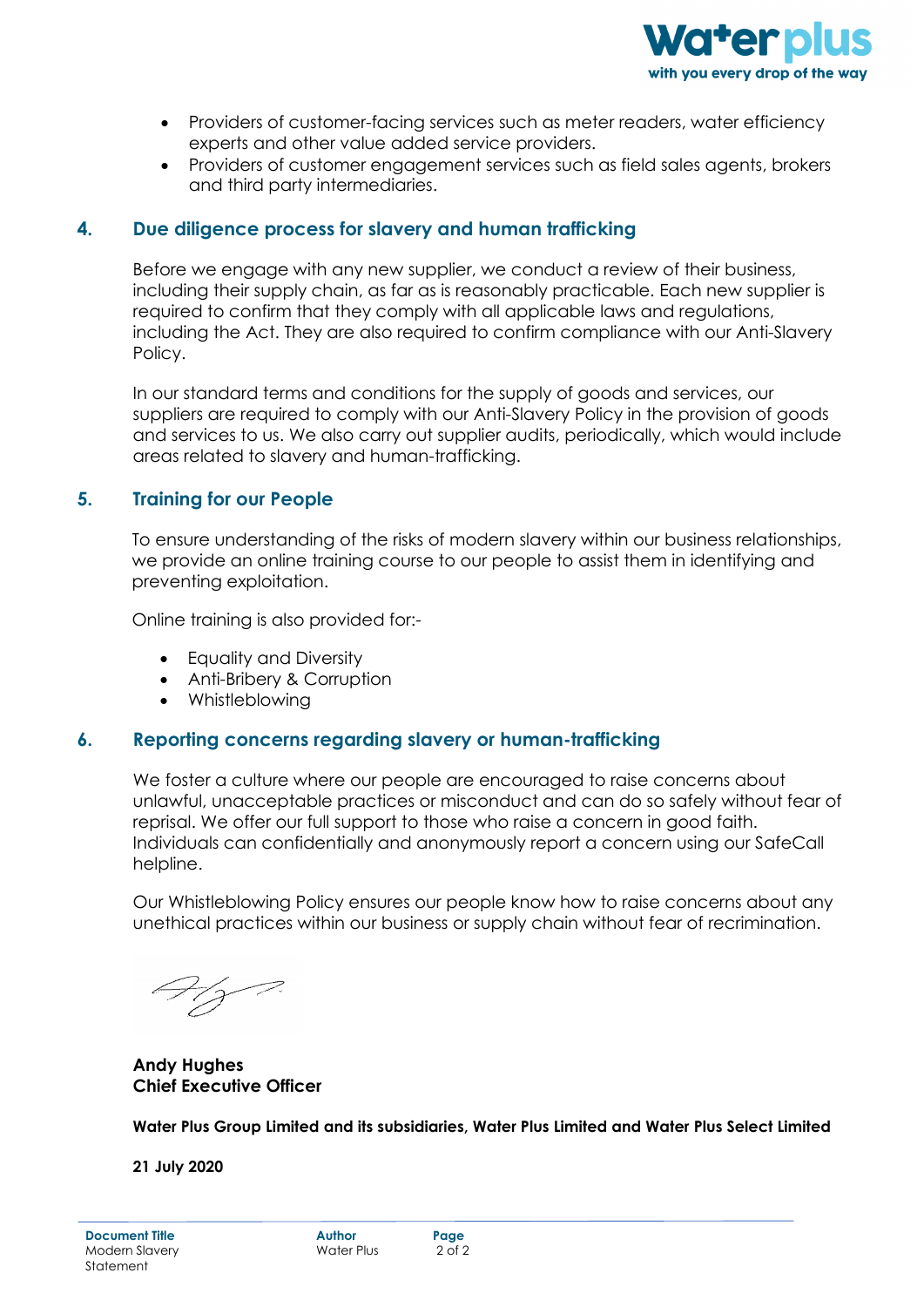- Providers of customer-facing services such as meter readers, water efficiency experts and other value added service providers.
- Providers of customer engagement services such as field sales agents, brokers and third party intermediaries.

## 4. Due diligence process for slavery and human trafficking

Before we engage with any new supplier, we conduct a review of their business, including their supply chain, as far as is reasonably practicable. Each new supplier is required to confirm that they comply with all applicable laws and regulations, including the Act. They are also required to confirm compliance with our Anti-Slavery Policy.

In our standard terms and conditions for the supply of goods and services, our suppliers are required to comply with our Anti-Slavery Policy in the provision of goods and services to us. We also carry out supplier audits, periodically, which would include areas related to slavery and human-trafficking.

## 5. Training for our People

To ensure understanding of the risks of modern slavery within our business relationships, we provide an online training course to our people to assist them in identifying and preventing exploitation.

Online training is also provided for:-

- Equality and Diversity
- Anti-Bribery & Corruption
- Whistleblowing

## 6. Reporting concerns regarding slavery or human-trafficking

We foster a culture where our people are encouraged to raise concerns about unlawful, unacceptable practices or misconduct and can do so safely without fear of reprisal. We offer our full support to those who raise a concern in good faith. Individuals can confidentially and anonymously report a concern using our SafeCall helpline.

Our Whistleblowing Policy ensures our people know how to raise concerns about any unethical practices within our business or supply chain without fear of recrimination.

**Andy Hughes**
**Chief Executive Officer**

**Water Plus Group Limited and its subsidiaries, Water Plus Limited and Water Plus Select Limited**

**21 July 2020**